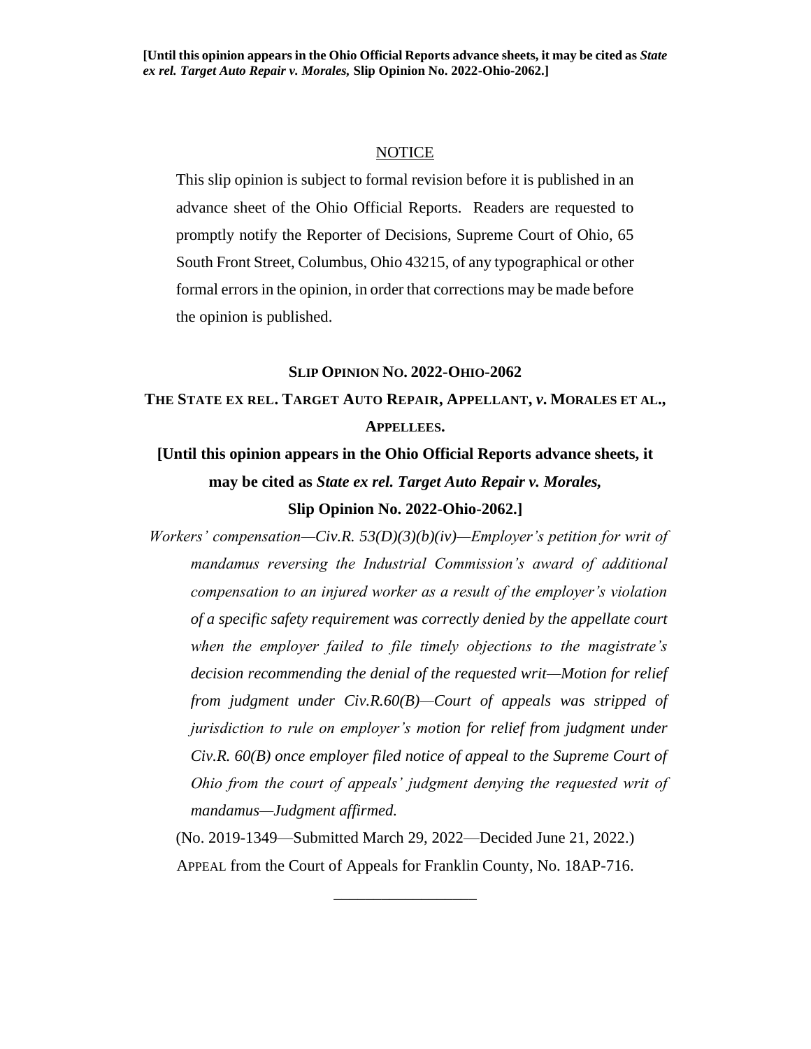**[Until this opinion appears in the Ohio Official Reports advance sheets, it may be cited as *State ex rel. Target Auto Repair v. Morales,* Slip Opinion No. 2022-Ohio-2062.]**

<u>NOTICE</u>

This slip opinion is subject to formal revision before it is published in an advance sheet of the Ohio Official Reports. Readers are requested to promptly notify the Reporter of Decisions, Supreme Court of Ohio, 65 South Front Street, Columbus, Ohio 43215, of any typographical or other formal errors in the opinion, in order that corrections may be made before the opinion is published.

**SLIP OPINION NO. 2022-OHIO-2062**

**THE STATE EX REL. TARGET AUTO REPAIR, APPELLANT, *v.* MORALES ET AL., APPELLEES.**

**[Until this opinion appears in the Ohio Official Reports advance sheets, it may be cited as *State ex rel. Target Auto Repair v. Morales,* Slip Opinion No. 2022-Ohio-2062.]**

*Workers' compensation—Civ.R. 53(D)(3)(b)(iv)—Employer's petition for writ of mandamus reversing the Industrial Commission's award of additional compensation to an injured worker as a result of the employer's violation of a specific safety requirement was correctly denied by the appellate court when the employer failed to file timely objections to the magistrate's decision recommending the denial of the requested writ—Motion for relief from judgment under Civ.R.60(B)—Court of appeals was stripped of jurisdiction to rule on employer's motion for relief from judgment under Civ.R. 60(B) once employer filed notice of appeal to the Supreme Court of Ohio from the court of appeals' judgment denying the requested writ of mandamus—Judgment affirmed.*

(No. 2019-1349—Submitted March 29, 2022—Decided June 21, 2022.)

APPEAL from the Court of Appeals for Franklin County, No. 18AP-716.

\_\_\_\_\_\_\_\_\_\_\_\_\_\_\_\_\_\_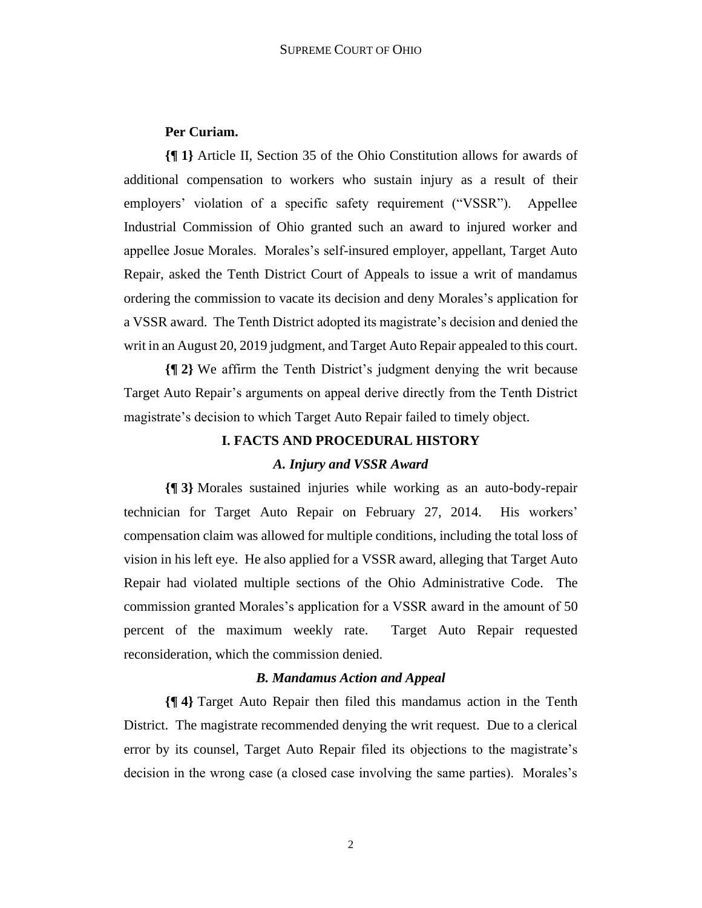**Per Curiam.**

**{¶ 1}** Article II, Section 35 of the Ohio Constitution allows for awards of additional compensation to workers who sustain injury as a result of their employers' violation of a specific safety requirement ("VSSR"). Appellee Industrial Commission of Ohio granted such an award to injured worker and appellee Josue Morales. Morales's self-insured employer, appellant, Target Auto Repair, asked the Tenth District Court of Appeals to issue a writ of mandamus ordering the commission to vacate its decision and deny Morales's application for a VSSR award. The Tenth District adopted its magistrate's decision and denied the writ in an August 20, 2019 judgment, and Target Auto Repair appealed to this court.

**{¶ 2}** We affirm the Tenth District's judgment denying the writ because Target Auto Repair's arguments on appeal derive directly from the Tenth District magistrate's decision to which Target Auto Repair failed to timely object.

## I. FACTS AND PROCEDURAL HISTORY

### *A. Injury and VSSR Award*

**{¶ 3}** Morales sustained injuries while working as an auto-body-repair technician for Target Auto Repair on February 27, 2014. His workers' compensation claim was allowed for multiple conditions, including the total loss of vision in his left eye. He also applied for a VSSR award, alleging that Target Auto Repair had violated multiple sections of the Ohio Administrative Code. The commission granted Morales's application for a VSSR award in the amount of 50 percent of the maximum weekly rate. Target Auto Repair requested reconsideration, which the commission denied.

### *B. Mandamus Action and Appeal*

**{¶ 4}** Target Auto Repair then filed this mandamus action in the Tenth District. The magistrate recommended denying the writ request. Due to a clerical error by its counsel, Target Auto Repair filed its objections to the magistrate's decision in the wrong case (a closed case involving the same parties). Morales's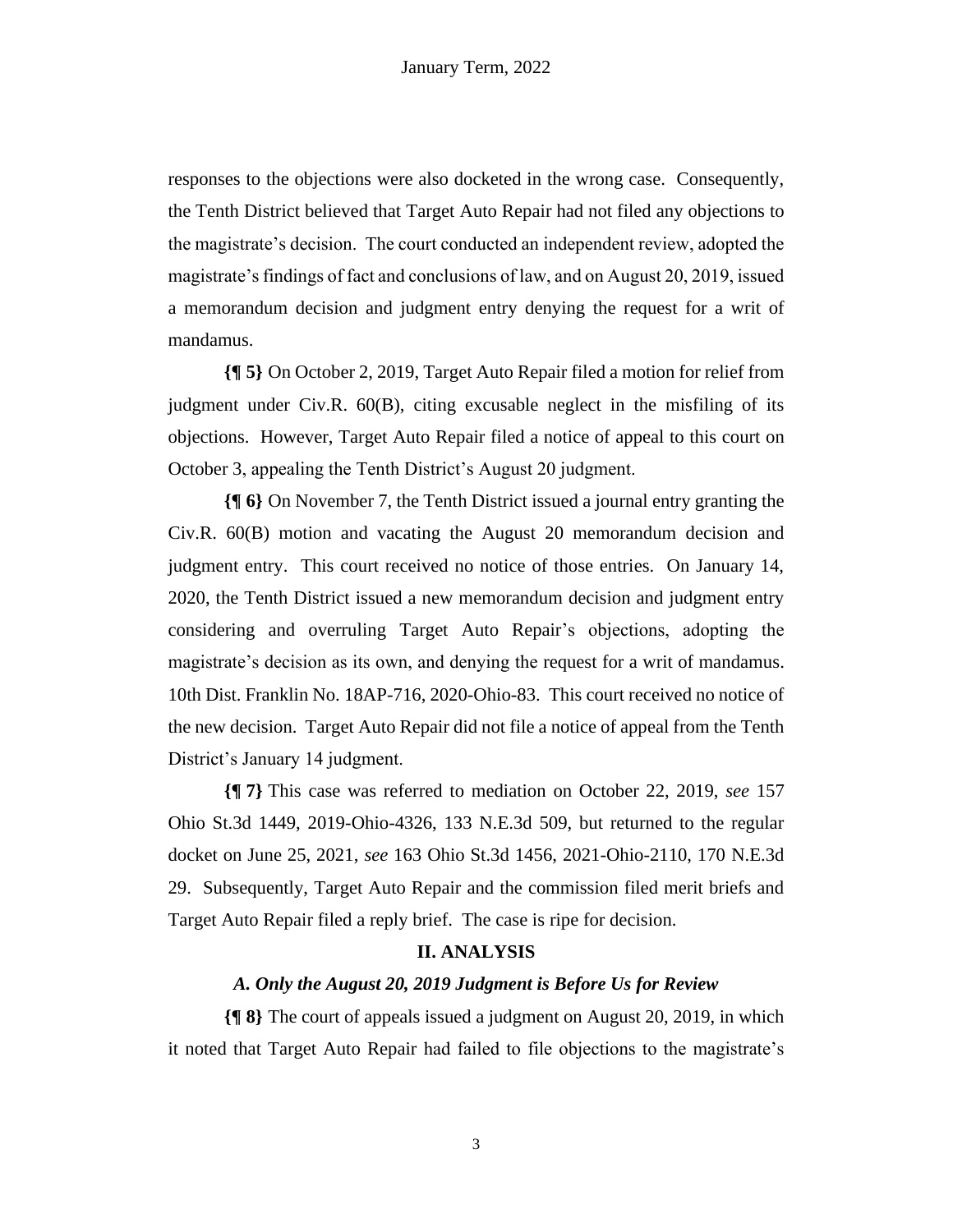responses to the objections were also docketed in the wrong case. Consequently, the Tenth District believed that Target Auto Repair had not filed any objections to the magistrate's decision. The court conducted an independent review, adopted the magistrate's findings of fact and conclusions of law, and on August 20, 2019, issued a memorandum decision and judgment entry denying the request for a writ of mandamus.

**{¶ 5}** On October 2, 2019, Target Auto Repair filed a motion for relief from judgment under Civ.R. 60(B), citing excusable neglect in the misfiling of its objections. However, Target Auto Repair filed a notice of appeal to this court on October 3, appealing the Tenth District's August 20 judgment.

**{¶ 6}** On November 7, the Tenth District issued a journal entry granting the Civ.R. 60(B) motion and vacating the August 20 memorandum decision and judgment entry. This court received no notice of those entries. On January 14, 2020, the Tenth District issued a new memorandum decision and judgment entry considering and overruling Target Auto Repair's objections, adopting the magistrate's decision as its own, and denying the request for a writ of mandamus. 10th Dist. Franklin No. 18AP-716, 2020-Ohio-83. This court received no notice of the new decision. Target Auto Repair did not file a notice of appeal from the Tenth District's January 14 judgment.

**{¶ 7}** This case was referred to mediation on October 22, 2019, *see* 157 Ohio St.3d 1449, 2019-Ohio-4326, 133 N.E.3d 509, but returned to the regular docket on June 25, 2021, *see* 163 Ohio St.3d 1456, 2021-Ohio-2110, 170 N.E.3d 29. Subsequently, Target Auto Repair and the commission filed merit briefs and Target Auto Repair filed a reply brief. The case is ripe for decision.

## II. ANALYSIS

### *A. Only the August 20, 2019 Judgment is Before Us for Review*

**{¶ 8}** The court of appeals issued a judgment on August 20, 2019, in which it noted that Target Auto Repair had failed to file objections to the magistrate's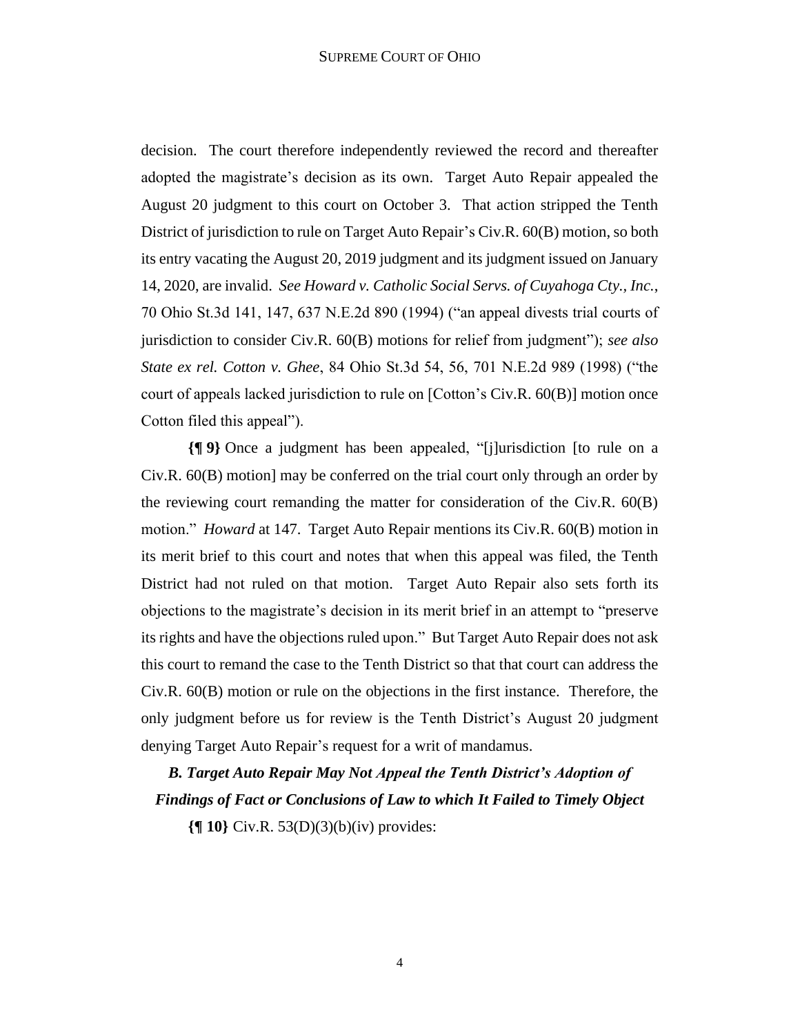decision. The court therefore independently reviewed the record and thereafter adopted the magistrate's decision as its own. Target Auto Repair appealed the August 20 judgment to this court on October 3. That action stripped the Tenth District of jurisdiction to rule on Target Auto Repair's Civ.R. 60(B) motion, so both its entry vacating the August 20, 2019 judgment and its judgment issued on January 14, 2020, are invalid. *See Howard v. Catholic Social Servs. of Cuyahoga Cty., Inc.*, 70 Ohio St.3d 141, 147, 637 N.E.2d 890 (1994) ("an appeal divests trial courts of jurisdiction to consider Civ.R. 60(B) motions for relief from judgment"); *see also State ex rel. Cotton v. Ghee*, 84 Ohio St.3d 54, 56, 701 N.E.2d 989 (1998) ("the court of appeals lacked jurisdiction to rule on [Cotton's Civ.R. 60(B)] motion once Cotton filed this appeal").

**{¶ 9}** Once a judgment has been appealed, "[j]urisdiction [to rule on a Civ.R. 60(B) motion] may be conferred on the trial court only through an order by the reviewing court remanding the matter for consideration of the Civ.R. 60(B) motion." *Howard* at 147. Target Auto Repair mentions its Civ.R. 60(B) motion in its merit brief to this court and notes that when this appeal was filed, the Tenth District had not ruled on that motion. Target Auto Repair also sets forth its objections to the magistrate's decision in its merit brief in an attempt to "preserve its rights and have the objections ruled upon." But Target Auto Repair does not ask this court to remand the case to the Tenth District so that that court can address the Civ.R. 60(B) motion or rule on the objections in the first instance. Therefore, the only judgment before us for review is the Tenth District's August 20 judgment denying Target Auto Repair's request for a writ of mandamus.

### *B. Target Auto Repair May Not Appeal the Tenth District's Adoption of Findings of Fact or Conclusions of Law to which It Failed to Timely Object*

**{¶ 10}** Civ.R. 53(D)(3)(b)(iv) provides: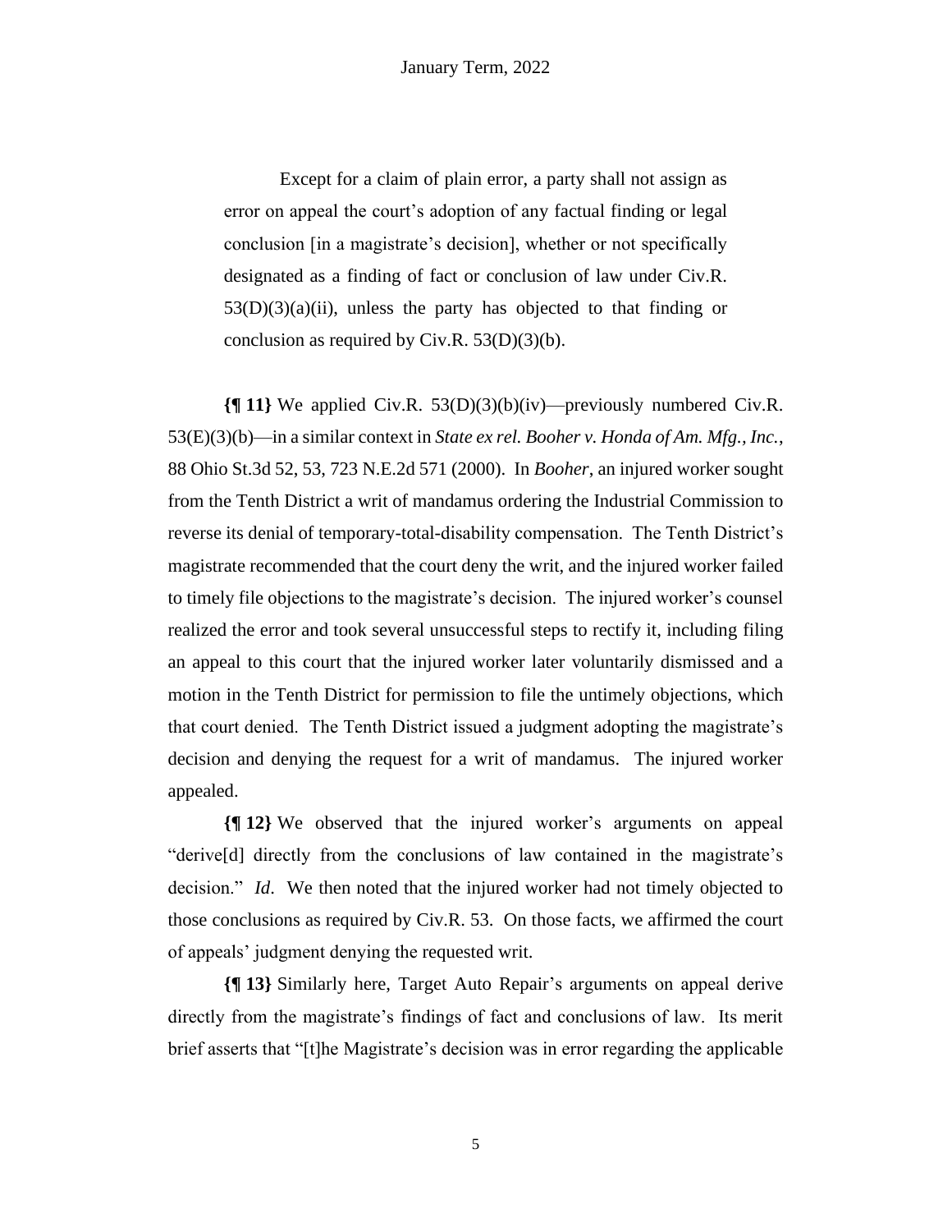> Except for a claim of plain error, a party shall not assign as error on appeal the court's adoption of any factual finding or legal conclusion [in a magistrate's decision], whether or not specifically designated as a finding of fact or conclusion of law under Civ.R. 53(D)(3)(a)(ii), unless the party has objected to that finding or conclusion as required by Civ.R. 53(D)(3)(b).

**{¶ 11}** We applied Civ.R. 53(D)(3)(b)(iv)—previously numbered Civ.R. 53(E)(3)(b)—in a similar context in *State ex rel. Booher v. Honda of Am. Mfg., Inc.*, 88 Ohio St.3d 52, 53, 723 N.E.2d 571 (2000). In *Booher*, an injured worker sought from the Tenth District a writ of mandamus ordering the Industrial Commission to reverse its denial of temporary-total-disability compensation. The Tenth District's magistrate recommended that the court deny the writ, and the injured worker failed to timely file objections to the magistrate's decision. The injured worker's counsel realized the error and took several unsuccessful steps to rectify it, including filing an appeal to this court that the injured worker later voluntarily dismissed and a motion in the Tenth District for permission to file the untimely objections, which that court denied. The Tenth District issued a judgment adopting the magistrate's decision and denying the request for a writ of mandamus. The injured worker appealed.

**{¶ 12}** We observed that the injured worker's arguments on appeal "derive[d] directly from the conclusions of law contained in the magistrate's decision." *Id*. We then noted that the injured worker had not timely objected to those conclusions as required by Civ.R. 53. On those facts, we affirmed the court of appeals' judgment denying the requested writ.

**{¶ 13}** Similarly here, Target Auto Repair's arguments on appeal derive directly from the magistrate's findings of fact and conclusions of law. Its merit brief asserts that "[t]he Magistrate's decision was in error regarding the applicable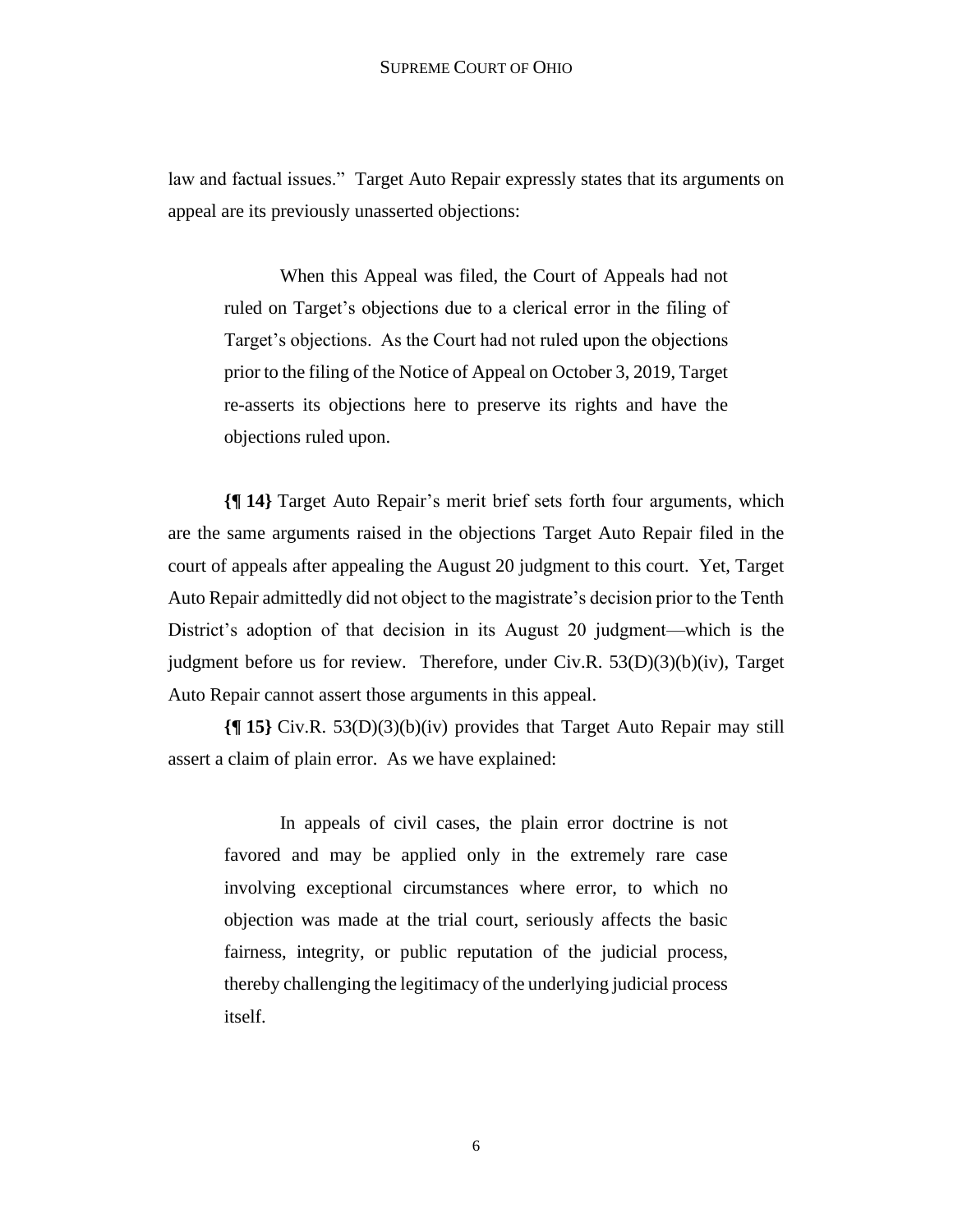law and factual issues." Target Auto Repair expressly states that its arguments on appeal are its previously unasserted objections:

> When this Appeal was filed, the Court of Appeals had not ruled on Target's objections due to a clerical error in the filing of Target's objections. As the Court had not ruled upon the objections prior to the filing of the Notice of Appeal on October 3, 2019, Target re-asserts its objections here to preserve its rights and have the objections ruled upon.

**{¶ 14}** Target Auto Repair's merit brief sets forth four arguments, which are the same arguments raised in the objections Target Auto Repair filed in the court of appeals after appealing the August 20 judgment to this court. Yet, Target Auto Repair admittedly did not object to the magistrate's decision prior to the Tenth District's adoption of that decision in its August 20 judgment—which is the judgment before us for review. Therefore, under Civ.R. 53(D)(3)(b)(iv), Target Auto Repair cannot assert those arguments in this appeal.

**{¶ 15}** Civ.R. 53(D)(3)(b)(iv) provides that Target Auto Repair may still assert a claim of plain error. As we have explained:

> In appeals of civil cases, the plain error doctrine is not favored and may be applied only in the extremely rare case involving exceptional circumstances where error, to which no objection was made at the trial court, seriously affects the basic fairness, integrity, or public reputation of the judicial process, thereby challenging the legitimacy of the underlying judicial process itself.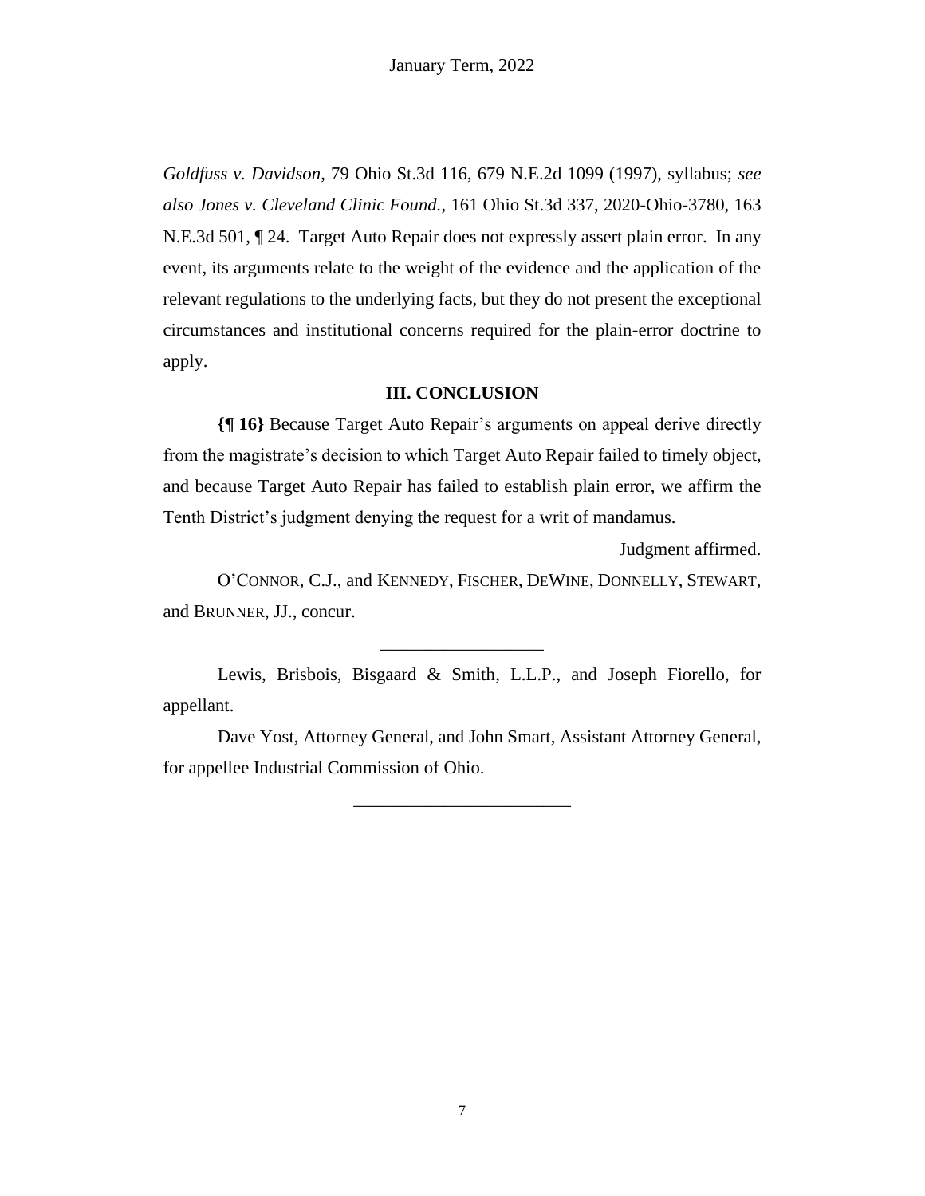*Goldfuss v. Davidson*, 79 Ohio St.3d 116, 679 N.E.2d 1099 (1997), syllabus; *see also Jones v. Cleveland Clinic Found.*, 161 Ohio St.3d 337, 2020-Ohio-3780, 163 N.E.3d 501, ¶ 24. Target Auto Repair does not expressly assert plain error. In any event, its arguments relate to the weight of the evidence and the application of the relevant regulations to the underlying facts, but they do not present the exceptional circumstances and institutional concerns required for the plain-error doctrine to apply.

### III. CONCLUSION

**{¶ 16}** Because Target Auto Repair's arguments on appeal derive directly from the magistrate's decision to which Target Auto Repair failed to timely object, and because Target Auto Repair has failed to establish plain error, we affirm the Tenth District's judgment denying the request for a writ of mandamus.

Judgment affirmed.

O'CONNOR, C.J., and KENNEDY, FISCHER, DEWINE, DONNELLY, STEWART, and BRUNNER, JJ., concur.

---

Lewis, Brisbois, Bisgaard & Smith, L.L.P., and Joseph Fiorello, for appellant.

Dave Yost, Attorney General, and John Smart, Assistant Attorney General, for appellee Industrial Commission of Ohio.

---